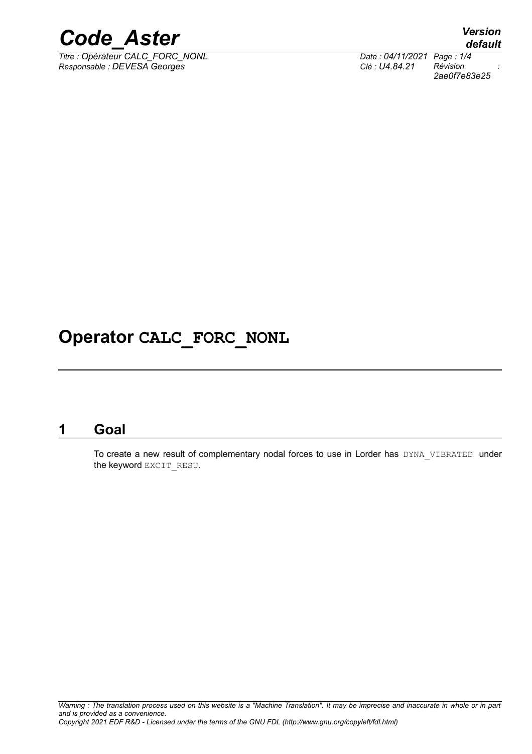# Operator CALC_FORC_NONL

## 1 Goal

To create a new result of complementary nodal forces to use in Lorder has DYNA_VIBRATED under the keyword EXCIT_RESU.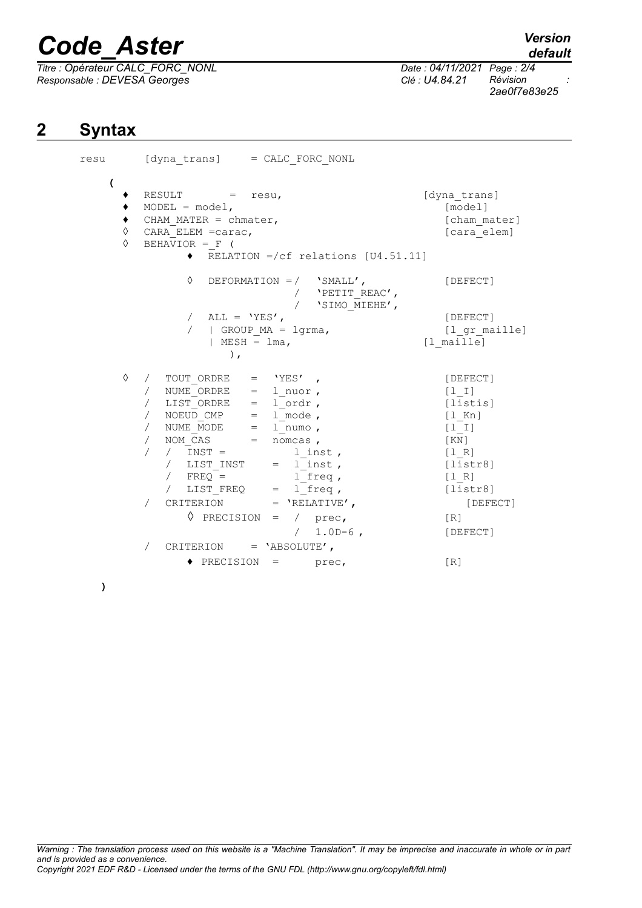## 2 Syntax

```
resu      [dyna_trans]      = CALC_FORC_NONL

    (
      ♦  RESULT       =  resu,                        [dyna_trans]
      ♦  MODEL = model,                                  [model]
      ♦  CHAM_MATER = chmater,                           [cham_mater]
      ◊  CARA_ELEM =carac,                               [cara_elem]
      ◊  BEHAVIOR = F (
               ♦  RELATION =/cf relations [U4.51.11]

               ◊  DEFORMATION =/  'SMALL',               [DEFECT]
                               /  'PETIT_REAC',
                               /  'SIMO_MIEHE',
               /  ALL = 'YES',                           [DEFECT]
               /  | GROUP_MA = lgrma,                    [l_gr_maille]
                  | MESH = lma,                         [l_maille]
                    ),

      ◊  /  TOUT_ORDRE    =  'YES' ,                     [DEFECT]
         /  NUME_ORDRE    =  l_nuor ,                    [l_I]
         /  LIST_ORDRE    =  l_ordr ,                    [listis]
         /  NOEUD_CMP     =  l_mode ,                    [l_Kn]
         /  NUME_MODE     =  l_numo ,                    [l_I]
         /  NOM_CAS       =  nomcas ,                    [KN]
         /  /  INST =          l_inst ,                  [l_R]
            /  LIST_INST    =  l_inst ,                  [listr8]
            /  FREQ =          l_freq ,                  [l_R]
            /  LIST_FREQ    =  l_freq ,                  [listr8]
         /  CRITERION       = 'RELATIVE',                   [DEFECT]
               ◊ PRECISION  =  /  prec,                  [R]
                               /  1.0D-6 ,               [DEFECT]
         /  CRITERION     = 'ABSOLUTE',
               ♦ PRECISION  =     prec,                  [R]

    )
```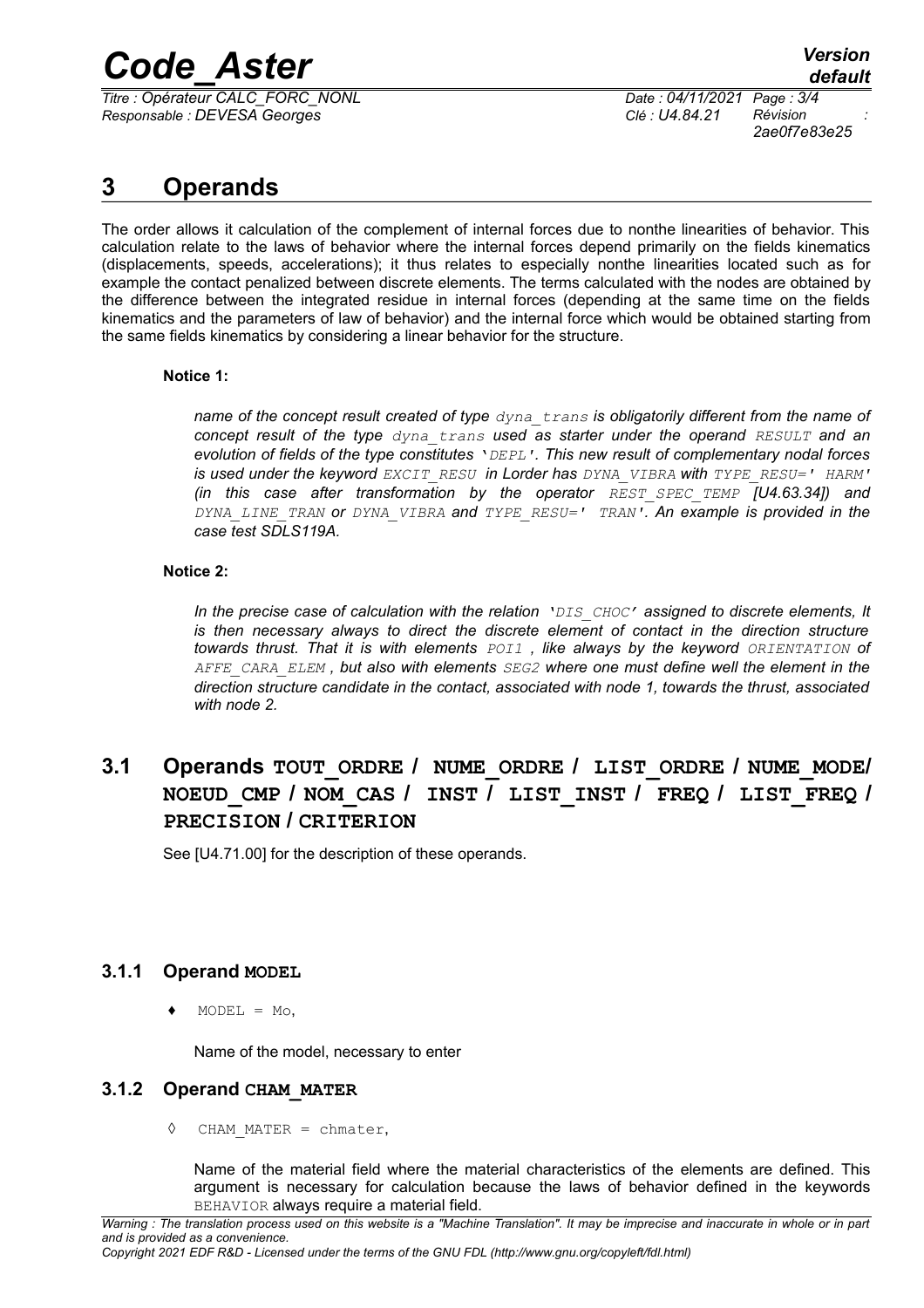# 3 Operands

The order allows it calculation of the complement of internal forces due to nonthe linearities of behavior. This calculation relate to the laws of behavior where the internal forces depend primarily on the fields kinematics (displacements, speeds, accelerations); it thus relates to especially nonthe linearities located such as for example the contact penalized between discrete elements. The terms calculated with the nodes are obtained by the difference between the integrated residue in internal forces (depending at the same time on the fields kinematics and the parameters of law of behavior) and the internal force which would be obtained starting from the same fields kinematics by considering a linear behavior for the structure.

**Notice 1:**

*name of the concept result created of type `dyna_trans` is obligatorily different from the name of concept result of the type `dyna_trans` used as starter under the operand `RESULT` and an evolution of fields of the type constitutes `'DEPL'`. This new result of complementary nodal forces is used under the keyword `EXCIT_RESU` in Lorder has `DYNA_VIBRA` with `TYPE_RESU=' HARM'` (in this case after transformation by the operator `REST_SPEC_TEMP` [U4.63.34]) and `DYNA_LINE_TRAN` or `DYNA_VIBRA` and `TYPE_RESU=' TRAN'`. An example is provided in the case test SDLS119A.*

**Notice 2:**

*In the precise case of calculation with the relation `'DIS_CHOC'` assigned to discrete elements, It is then necessary always to direct the discrete element of contact in the direction structure towards thrust. That it is with elements `POI1`, like always by the keyword `ORIENTATION` of `AFFE_CARA_ELEM`, but also with elements `SEG2` where one must define well the element in the direction structure candidate in the contact, associated with node 1, towards the thrust, associated with node 2.*

## 3.1 Operands TOUT_ORDRE / NUME_ORDRE / LIST_ORDRE / NUME_MODE/ NOEUD_CMP / NOM_CAS / INST / LIST_INST / FREQ / LIST_FREQ / PRECISION / CRITERION

See [U4.71.00] for the description of these operands.

### 3.1.1 Operand MODEL

♦ `MODEL = Mo,`

Name of the model, necessary to enter

### 3.1.2 Operand CHAM_MATER

◊ `CHAM_MATER = chmater,`

Name of the material field where the material characteristics of the elements are defined. This argument is necessary for calculation because the laws of behavior defined in the keywords `BEHAVIOR` always require a material field.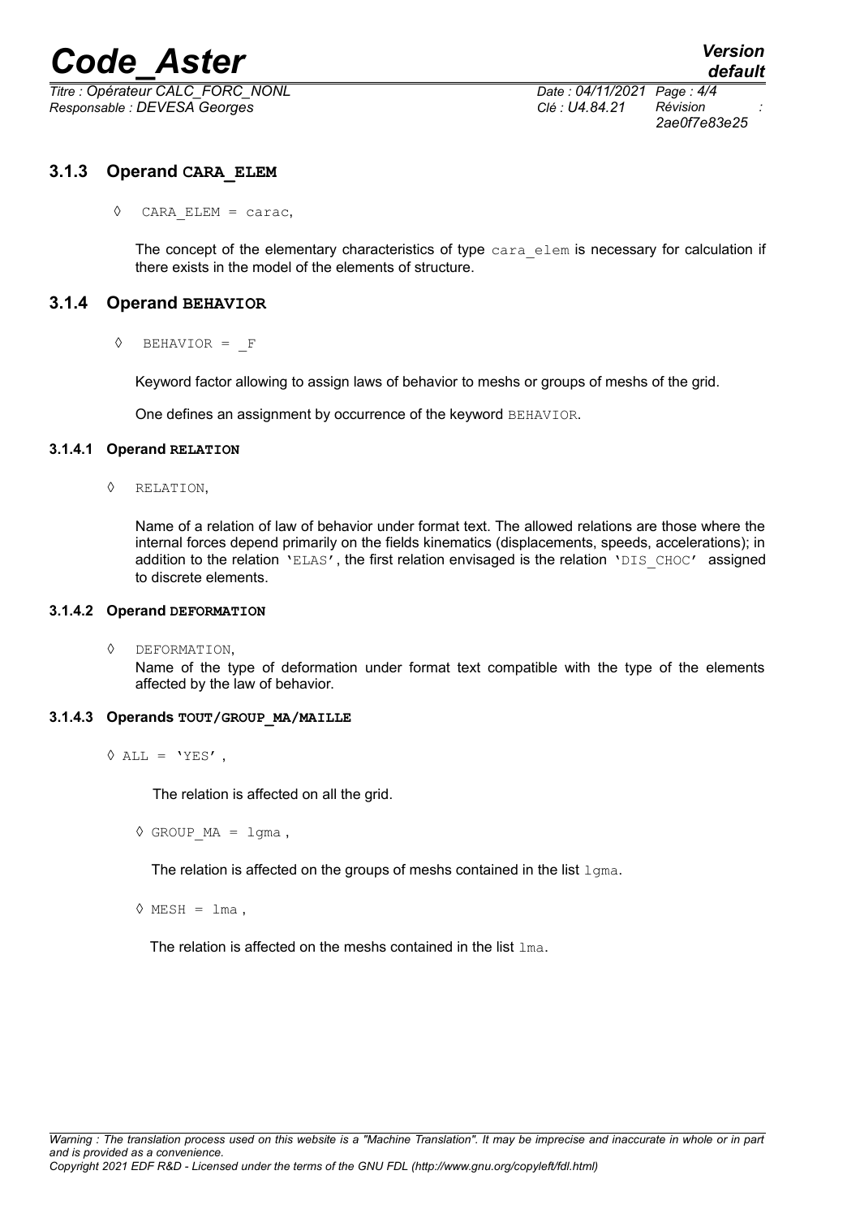### 3.1.3 Operand CARA_ELEM

◊ CARA_ELEM = carac,

The concept of the elementary characteristics of type cara_elem is necessary for calculation if there exists in the model of the elements of structure.

### 3.1.4 Operand BEHAVIOR

◊ BEHAVIOR = _F

Keyword factor allowing to assign laws of behavior to meshs or groups of meshs of the grid.

One defines an assignment by occurrence of the keyword BEHAVIOR.

#### 3.1.4.1 Operand RELATION

◊ RELATION,

Name of a relation of law of behavior under format text. The allowed relations are those where the internal forces depend primarily on the fields kinematics (displacements, speeds, accelerations); in addition to the relation 'ELAS', the first relation envisaged is the relation 'DIS_CHOC' assigned to discrete elements.

#### 3.1.4.2 Operand DEFORMATION

◊ DEFORMATION,

Name of the type of deformation under format text compatible with the type of the elements affected by the law of behavior.

#### 3.1.4.3 Operands TOUT/GROUP_MA/MAILLE

◊ ALL = 'YES' ,

The relation is affected on all the grid.

◊ GROUP_MA = lgma ,

The relation is affected on the groups of meshs contained in the list lgma.

◊ MESH = lma ,

The relation is affected on the meshs contained in the list lma.